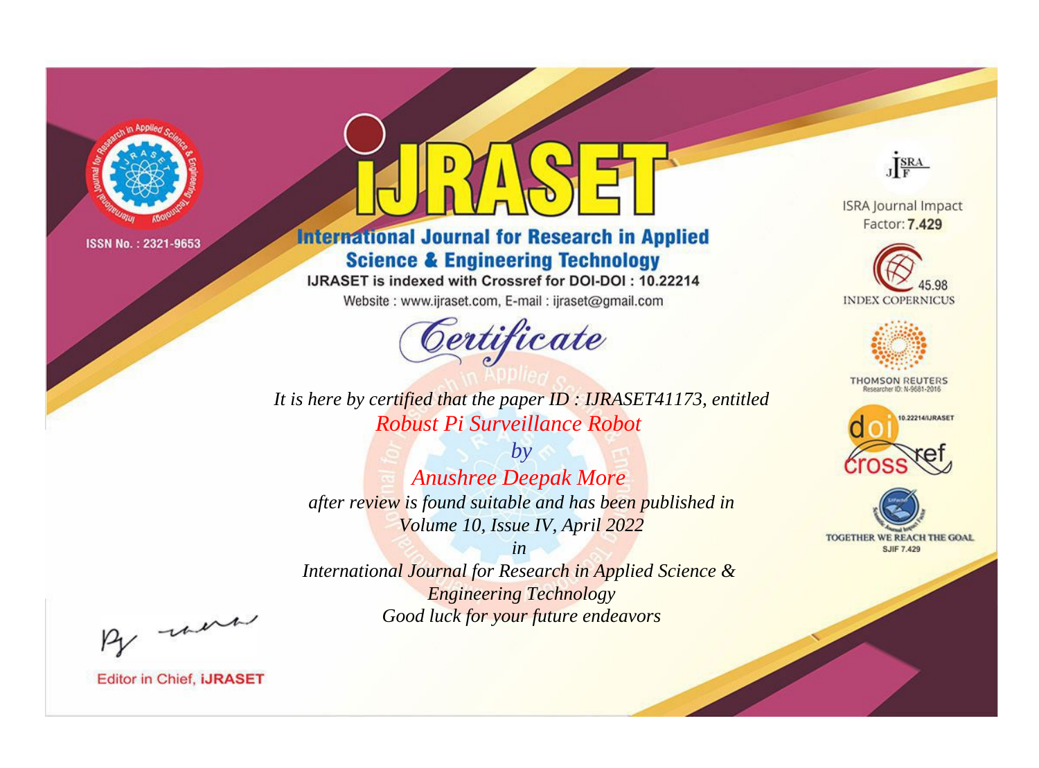ISSN No. : 2321-9653

# IJRASET

## International Journal for Research in Applied Science & Engineering Technology

IJRASET is indexed with Crossref for DOI-DOI : 10.22214

Website : www.ijraset.com, E-mail : ijraset@gmail.com

ISRA Journal Impact Factor: **7.429**

45.98 INDEX COPERNICUS

THOMSON REUTERS Researcher ID: N-9681-2016

10.22214/IJRASET

TOGETHER WE REACH THE GOAL SJIF 7.429

# *Certificate*

*It is here by certified that the paper ID : IJRASET41173, entitled*

*Robust Pi Surveillance Robot*

*by*

*Anushree Deepak More*

*after review is found suitable and has been published in*

*Volume 10, Issue IV, April 2022*

*in*

*International Journal for Research in Applied Science & Engineering Technology*

*Good luck for your future endeavors*

Editor in Chief, **iJRASET**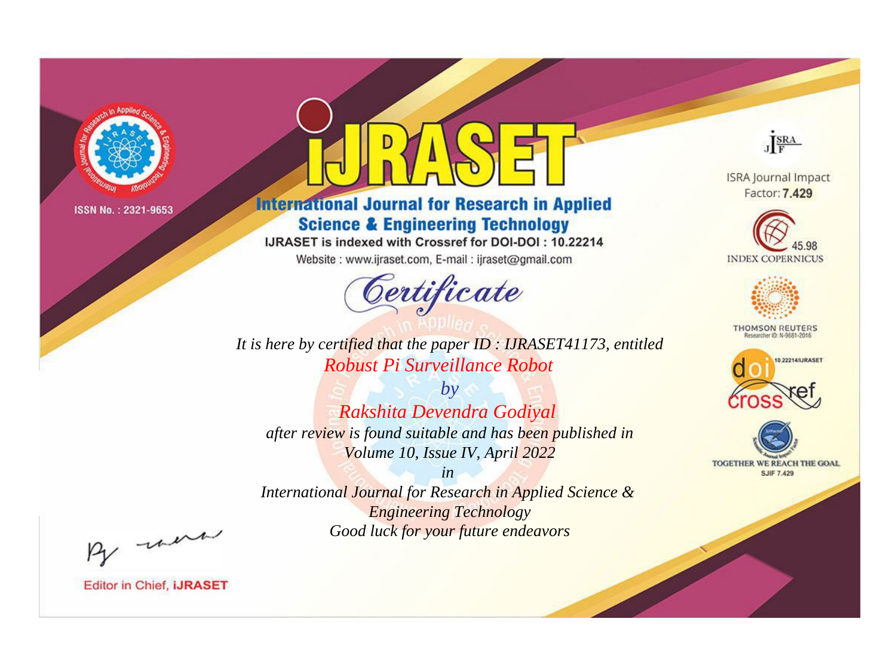ISSN No. : 2321-9653

# iJRASET

## International Journal for Research in Applied Science & Engineering Technology

IJRASET is indexed with Crossref for DOI-DOI : 10.22214

Website : www.ijraset.com, E-mail : ijraset@gmail.com

*Certificate*

*It is here by certified that the paper ID : IJRASET41173, entitled*

*Robust Pi Surveillance Robot*

*by*

*Rakshita Devendra Godiyal*

*after review is found suitable and has been published in*

*Volume 10, Issue IV, April 2022*

*in*

*International Journal for Research in Applied Science & Engineering Technology*

*Good luck for your future endeavors*

ISRA Journal Impact Factor: **7.429**

45.98 INDEX COPERNICUS

THOMSON REUTERS Researcher ID: N-9681-2016

10.22214/IJRASET

TOGETHER WE REACH THE GOAL SJIF 7.429

Editor in Chief, **iJRASET**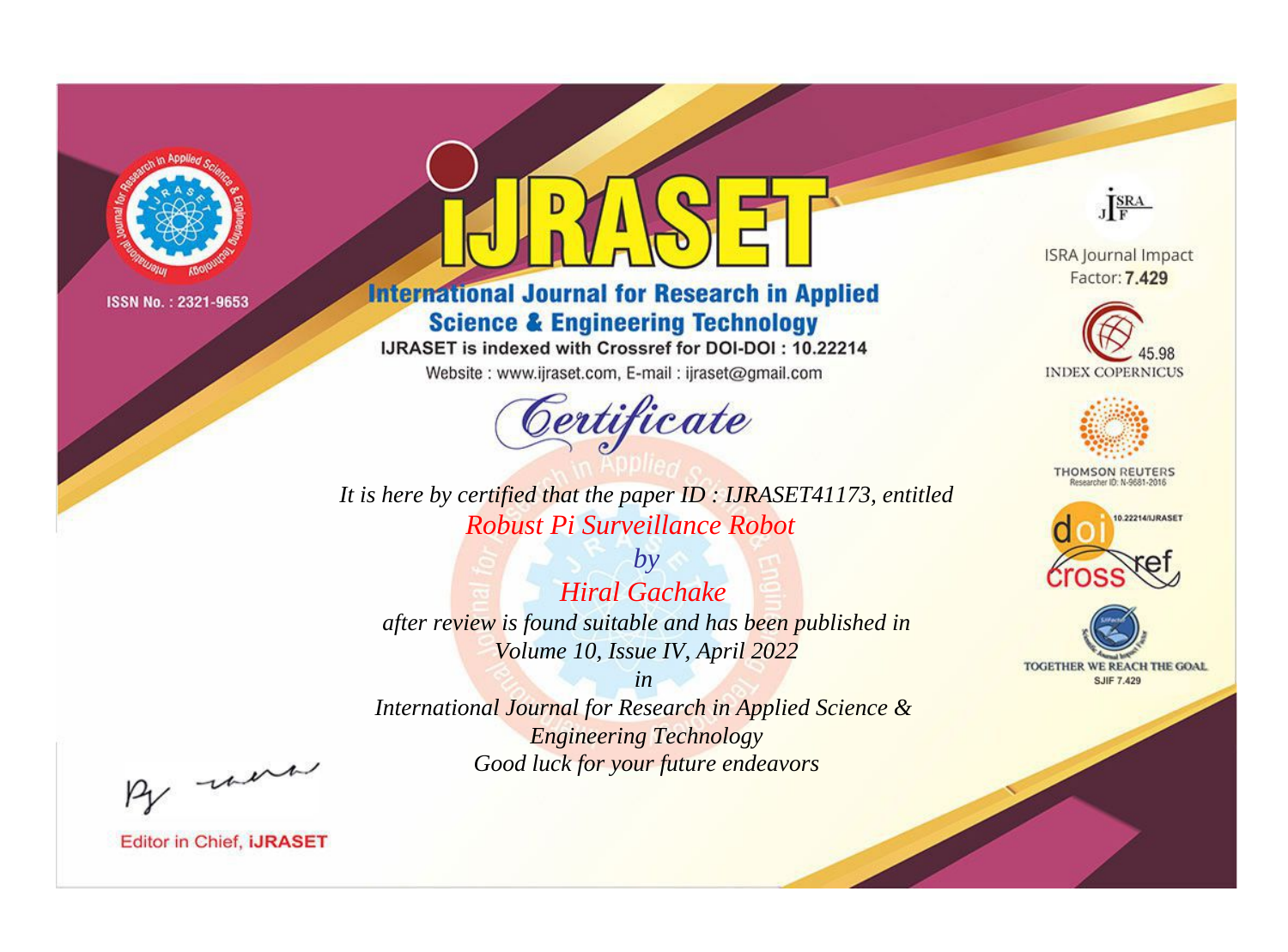ISSN No. : 2321-9653

# IJRASET

## International Journal for Research in Applied Science & Engineering Technology

IJRASET is indexed with Crossref for DOI-DOI : 10.22214

Website : www.ijraset.com, E-mail : ijraset@gmail.com

## Certificate

*It is here by certified that the paper ID : IJRASET41173, entitled*

*Robust Pi Surveillance Robot*

*by*

*Hiral Gachake*

*after review is found suitable and has been published in*

*Volume 10, Issue IV, April 2022*

*in*

*International Journal for Research in Applied Science & Engineering Technology*

*Good luck for your future endeavors*

ISRA Journal Impact Factor: **7.429**

45.98 INDEX COPERNICUS

THOMSON REUTERS Researcher ID: N-9681-2016

10.22214/IJRASET

TOGETHER WE REACH THE GOAL SJIF 7.429

Editor in Chief, **iJRASET**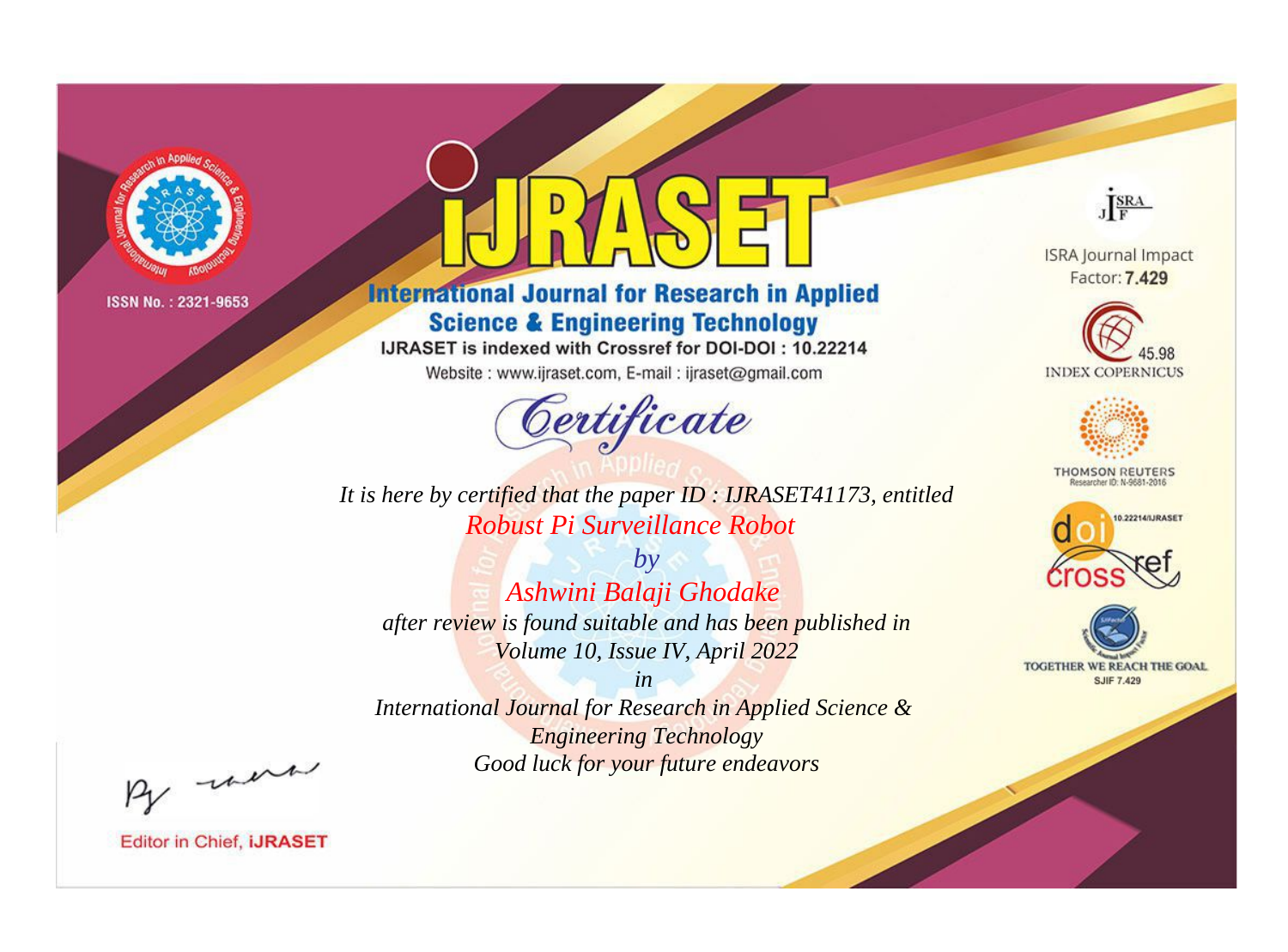ISSN No. : 2321-9653

# IJRASET

## International Journal for Research in Applied Science & Engineering Technology

IJRASET is indexed with Crossref for DOI-DOI : 10.22214

Website : www.ijraset.com, E-mail : ijraset@gmail.com

# *Certificate*

*It is here by certified that the paper ID : IJRASET41173, entitled*

*Robust Pi Surveillance Robot*

*by*

*Ashwini Balaji Ghodake*

*after review is found suitable and has been published in*

*Volume 10, Issue IV, April 2022*

*in*

*International Journal for Research in Applied Science & Engineering Technology*

*Good luck for your future endeavors*

ISRA Journal Impact Factor: **7.429**

45.98 INDEX COPERNICUS

THOMSON REUTERS Researcher ID: N-9681-2016

10.22214/IJRASET

TOGETHER WE REACH THE GOAL SJIF 7.429

Editor in Chief, **IJRASET**